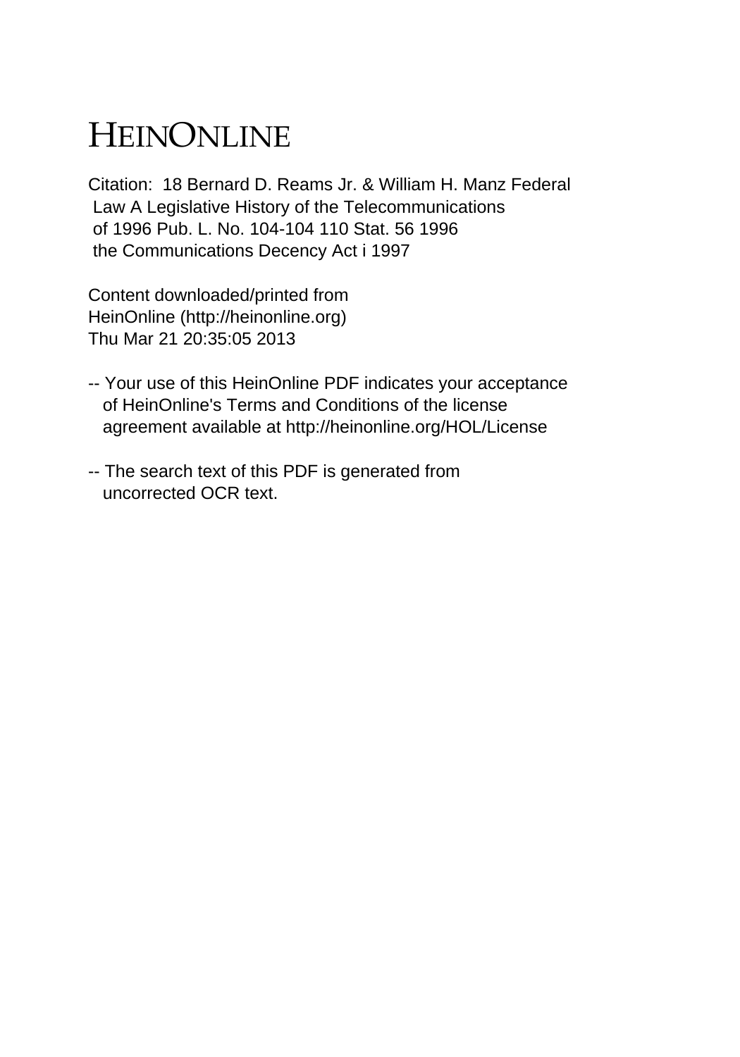# HEINONLINE

Citation: 18 Bernard D. Reams Jr. & William H. Manz Federal Law A Legislative History of the Telecommunications of 1996 Pub. L. No. 104-104 110 Stat. 56 1996 the Communications Decency Act i 1997

Content downloaded/printed from HeinOnline (http://heinonline.org) Thu Mar 21 20:35:05 2013

-- Your use of this HeinOnline PDF indicates your acceptance of HeinOnline's Terms and Conditions of the license agreement available at http://heinonline.org/HOL/License

-- The search text of this PDF is generated from uncorrected OCR text.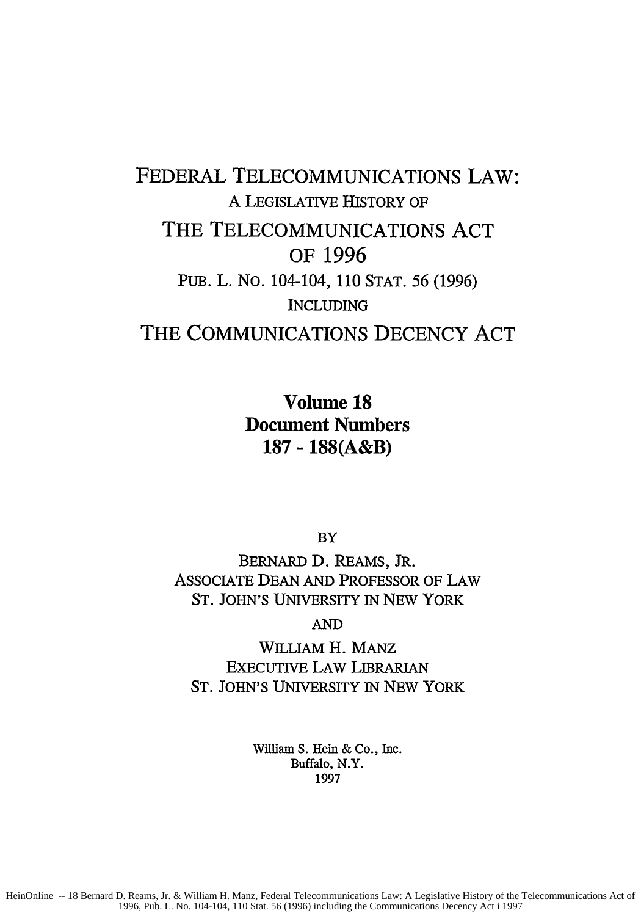# FEDERAL TELECOMMUNICATIONS LAW:

A LEGISLATIVE HISTORY OF

# THE TELECOMMUNICATIONS ACT OF 1996

PUB. L. NO. 104-104, 110 STAT. 56 (1996)

INCLUDING

# THE COMMUNICATIONS DECENCY ACT

**Volume 18**
**Document Numbers**
**187 - 188(A&B)**

BY

BERNARD D. REAMS, JR.
ASSOCIATE DEAN AND PROFESSOR OF LAW
ST. JOHN'S UNIVERSITY IN NEW YORK

AND

WILLIAM H. MANZ
EXECUTIVE LAW LIBRARIAN
ST. JOHN'S UNIVERSITY IN NEW YORK

William S. Hein & Co., Inc.
Buffalo, N.Y.
1997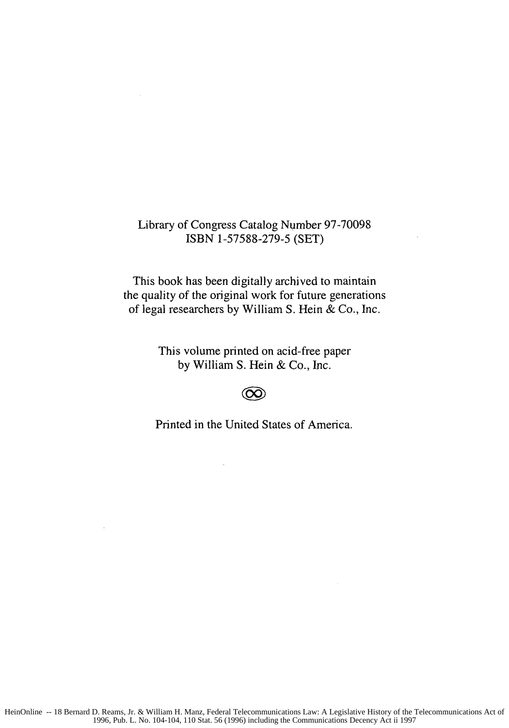Library of Congress Catalog Number 97-70098
ISBN 1-57588-279-5 (SET)

This book has been digitally archived to maintain the quality of the original work for future generations of legal researchers by William S. Hein & Co., Inc.

This volume printed on acid-free paper by William S. Hein & Co., Inc.

∞

Printed in the United States of America.